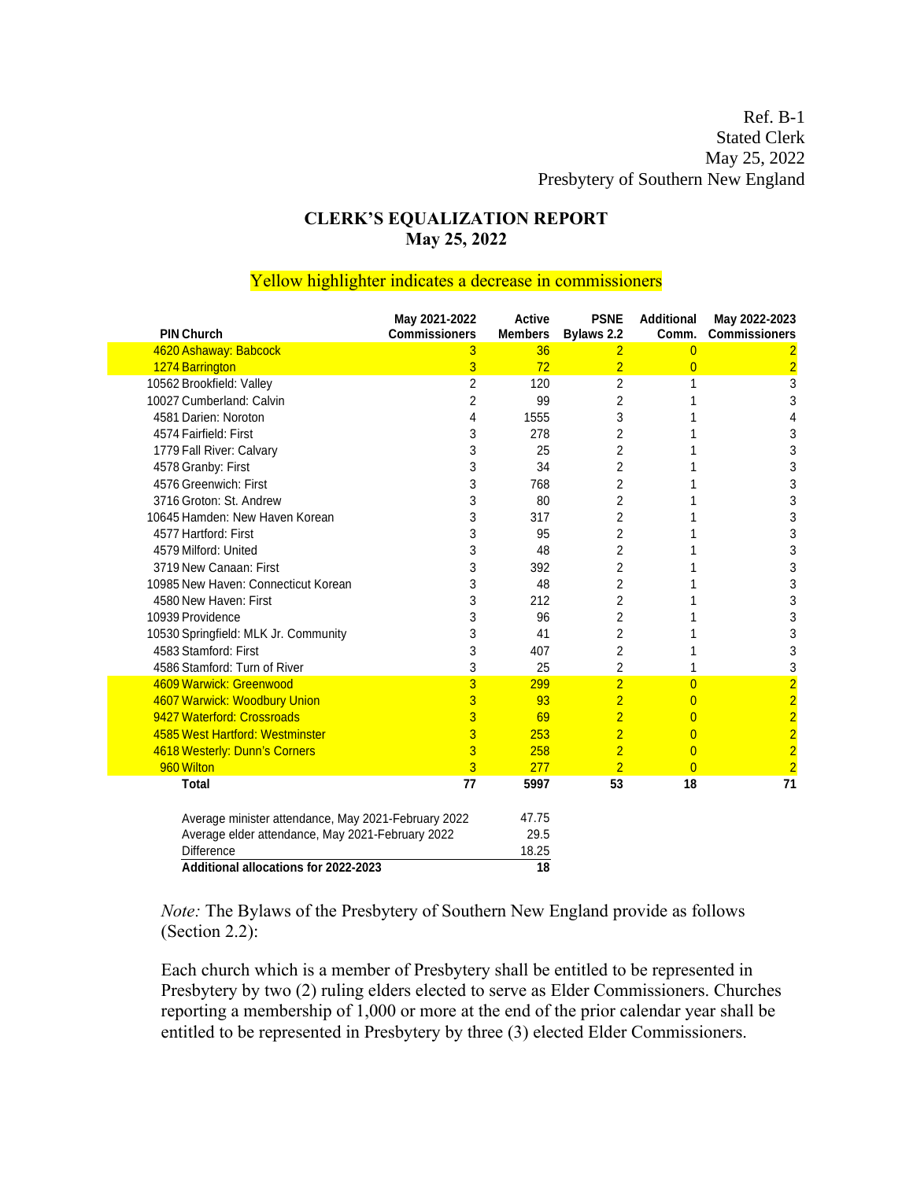Ref. B-1
Stated Clerk
May 25, 2022
Presbytery of Southern New England

## CLERK'S EQUALIZATION REPORT
## May 25, 2022

Yellow highlighter indicates a decrease in commissioners

| PIN | Church | May 2021-2022 Commissioners | Active Members | PSNE Bylaws 2.2 | Additional Comm. | May 2022-2023 Commissioners |
|---|---|---|---|---|---|---|
| 4620 | Ashaway: Babcock | 3 | 36 | 2 | 0 | 2 |
| 1274 | Barrington | 3 | 72 | 2 | 0 | 2 |
| 10562 | Brookfield: Valley | 2 | 120 | 2 | 1 | 3 |
| 10027 | Cumberland: Calvin | 2 | 99 | 2 | 1 | 3 |
| 4581 | Darien: Noroton | 4 | 1555 | 3 | 1 | 4 |
| 4574 | Fairfield: First | 3 | 278 | 2 | 1 | 3 |
| 1779 | Fall River: Calvary | 3 | 25 | 2 | 1 | 3 |
| 4578 | Granby: First | 3 | 34 | 2 | 1 | 3 |
| 4576 | Greenwich: First | 3 | 768 | 2 | 1 | 3 |
| 3716 | Groton: St. Andrew | 3 | 80 | 2 | 1 | 3 |
| 10645 | Hamden: New Haven Korean | 3 | 317 | 2 | 1 | 3 |
| 4577 | Hartford: First | 3 | 95 | 2 | 1 | 3 |
| 4579 | Milford: United | 3 | 48 | 2 | 1 | 3 |
| 3719 | New Canaan: First | 3 | 392 | 2 | 1 | 3 |
| 10985 | New Haven: Connecticut Korean | 3 | 48 | 2 | 1 | 3 |
| 4580 | New Haven: First | 3 | 212 | 2 | 1 | 3 |
| 10939 | Providence | 3 | 96 | 2 | 1 | 3 |
| 10530 | Springfield: MLK Jr. Community | 3 | 41 | 2 | 1 | 3 |
| 4583 | Stamford: First | 3 | 407 | 2 | 1 | 3 |
| 4586 | Stamford: Turn of River | 3 | 25 | 2 | 1 | 3 |
| 4609 | Warwick: Greenwood | 3 | 299 | 2 | 0 | 2 |
| 4607 | Warwick: Woodbury Union | 3 | 93 | 2 | 0 | 2 |
| 9427 | Waterford: Crossroads | 3 | 69 | 2 | 0 | 2 |
| 4585 | West Hartford: Westminster | 3 | 253 | 2 | 0 | 2 |
| 4618 | Westerly: Dunn's Corners | 3 | 258 | 2 | 0 | 2 |
| 960 | Wilton | 3 | 277 | 2 | 0 | 2 |
| | **Total** | **77** | **5997** | **53** | **18** | **71** |

| | |
|---|---|
| Average minister attendance, May 2021-February 2022 | 47.75 |
| Average elder attendance, May 2021-February 2022 | 29.5 |
| Difference | 18.25 |
| **Additional allocations for 2022-2023** | **18** |

*Note:* The Bylaws of the Presbytery of Southern New England provide as follows (Section 2.2):

Each church which is a member of Presbytery shall be entitled to be represented in Presbytery by two (2) ruling elders elected to serve as Elder Commissioners. Churches reporting a membership of 1,000 or more at the end of the prior calendar year shall be entitled to be represented in Presbytery by three (3) elected Elder Commissioners.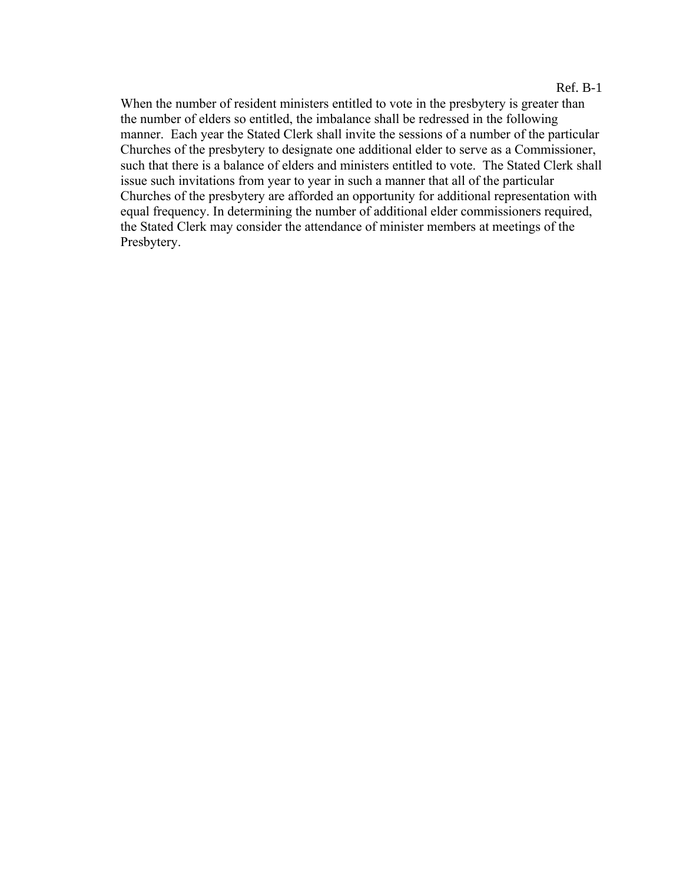Ref. B-1

When the number of resident ministers entitled to vote in the presbytery is greater than the number of elders so entitled, the imbalance shall be redressed in the following manner. Each year the Stated Clerk shall invite the sessions of a number of the particular Churches of the presbytery to designate one additional elder to serve as a Commissioner, such that there is a balance of elders and ministers entitled to vote. The Stated Clerk shall issue such invitations from year to year in such a manner that all of the particular Churches of the presbytery are afforded an opportunity for additional representation with equal frequency. In determining the number of additional elder commissioners required, the Stated Clerk may consider the attendance of minister members at meetings of the Presbytery.